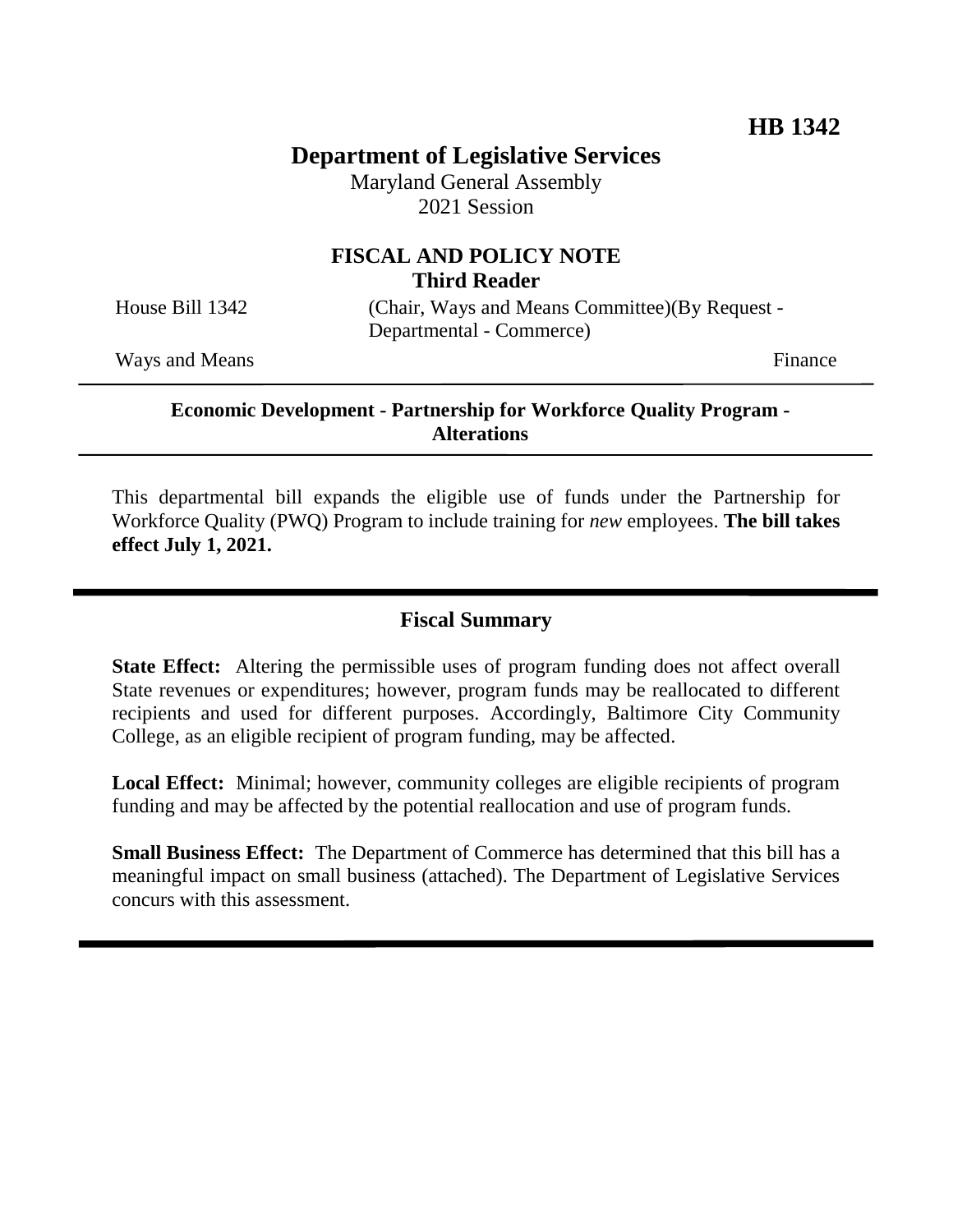**HB 1342**

# Department of Legislative Services

Maryland General Assembly
2021 Session

## FISCAL AND POLICY NOTE
### Third Reader

House Bill 1342 (Chair, Ways and Means Committee)(By Request - Departmental - Commerce)

Ways and Means Finance

**Economic Development - Partnership for Workforce Quality Program - Alterations**

This departmental bill expands the eligible use of funds under the Partnership for Workforce Quality (PWQ) Program to include training for *new* employees. **The bill takes effect July 1, 2021.**

## Fiscal Summary

**State Effect:** Altering the permissible uses of program funding does not affect overall State revenues or expenditures; however, program funds may be reallocated to different recipients and used for different purposes. Accordingly, Baltimore City Community College, as an eligible recipient of program funding, may be affected.

**Local Effect:** Minimal; however, community colleges are eligible recipients of program funding and may be affected by the potential reallocation and use of program funds.

**Small Business Effect:** The Department of Commerce has determined that this bill has a meaningful impact on small business (attached). The Department of Legislative Services concurs with this assessment.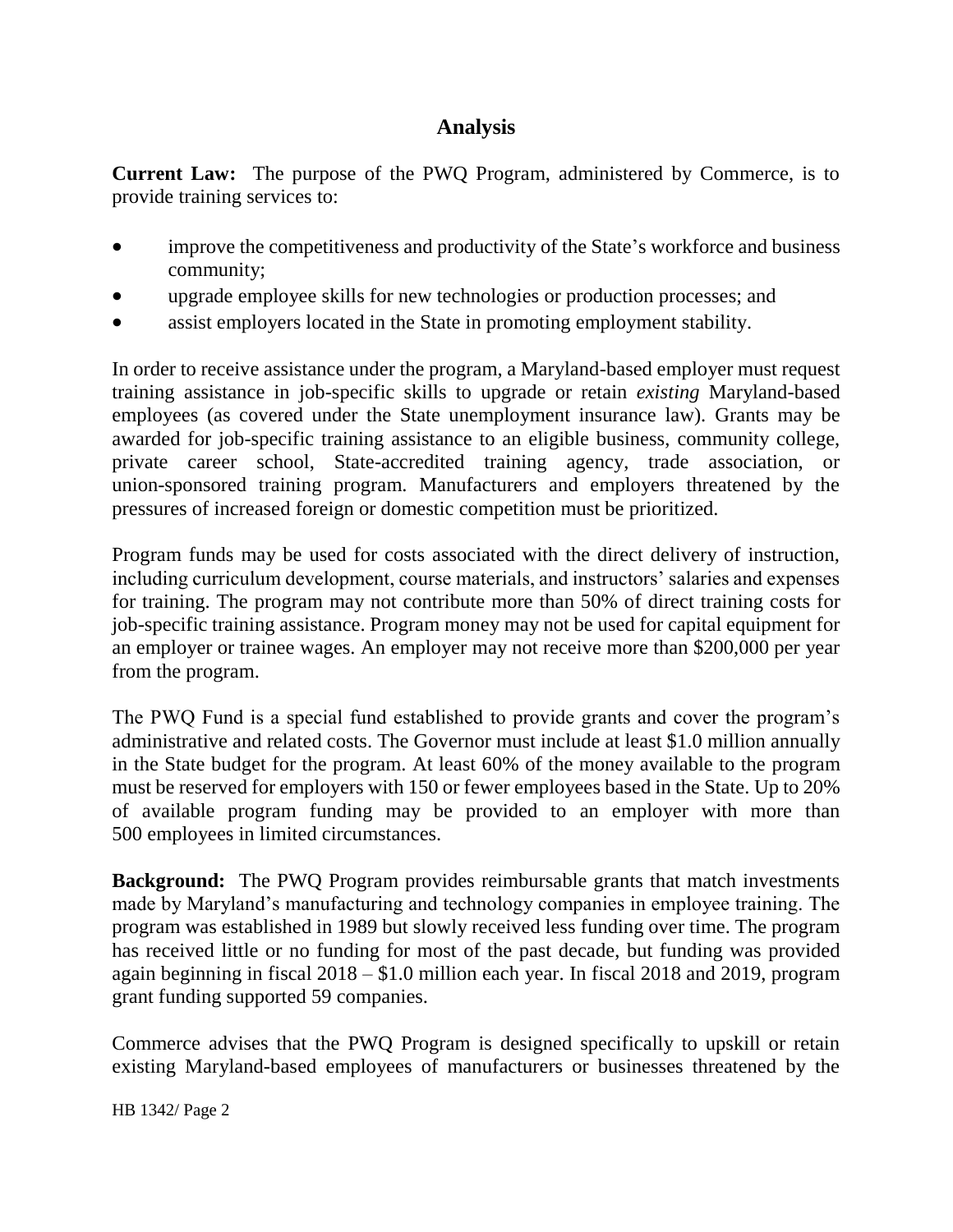## Analysis

**Current Law:** The purpose of the PWQ Program, administered by Commerce, is to provide training services to:

- improve the competitiveness and productivity of the State's workforce and business community;
- upgrade employee skills for new technologies or production processes; and
- assist employers located in the State in promoting employment stability.

In order to receive assistance under the program, a Maryland-based employer must request training assistance in job-specific skills to upgrade or retain *existing* Maryland-based employees (as covered under the State unemployment insurance law). Grants may be awarded for job-specific training assistance to an eligible business, community college, private career school, State-accredited training agency, trade association, or union-sponsored training program. Manufacturers and employers threatened by the pressures of increased foreign or domestic competition must be prioritized.

Program funds may be used for costs associated with the direct delivery of instruction, including curriculum development, course materials, and instructors' salaries and expenses for training. The program may not contribute more than 50% of direct training costs for job-specific training assistance. Program money may not be used for capital equipment for an employer or trainee wages. An employer may not receive more than $200,000 per year from the program.

The PWQ Fund is a special fund established to provide grants and cover the program's administrative and related costs. The Governor must include at least $1.0 million annually in the State budget for the program. At least 60% of the money available to the program must be reserved for employers with 150 or fewer employees based in the State. Up to 20% of available program funding may be provided to an employer with more than 500 employees in limited circumstances.

**Background:** The PWQ Program provides reimbursable grants that match investments made by Maryland's manufacturing and technology companies in employee training. The program was established in 1989 but slowly received less funding over time. The program has received little or no funding for most of the past decade, but funding was provided again beginning in fiscal 2018 – $1.0 million each year. In fiscal 2018 and 2019, program grant funding supported 59 companies.

Commerce advises that the PWQ Program is designed specifically to upskill or retain existing Maryland-based employees of manufacturers or businesses threatened by the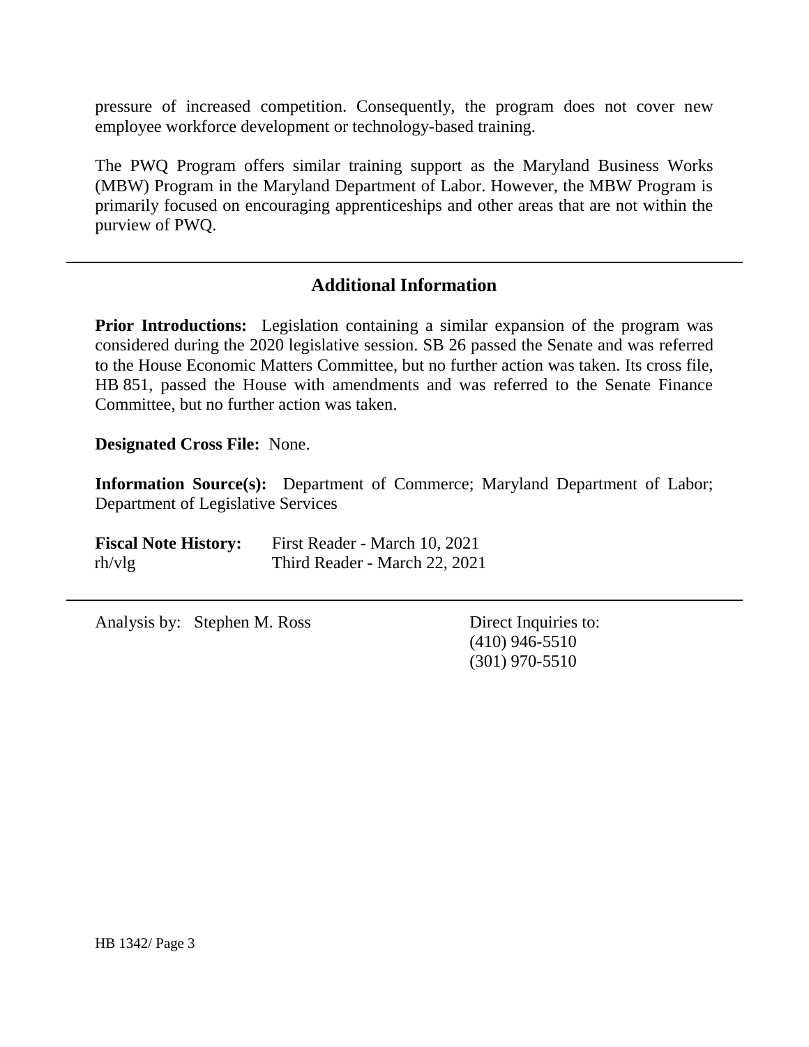pressure of increased competition. Consequently, the program does not cover new employee workforce development or technology-based training.

The PWQ Program offers similar training support as the Maryland Business Works (MBW) Program in the Maryland Department of Labor. However, the MBW Program is primarily focused on encouraging apprenticeships and other areas that are not within the purview of PWQ.

---

## Additional Information

**Prior Introductions:** Legislation containing a similar expansion of the program was considered during the 2020 legislative session. SB 26 passed the Senate and was referred to the House Economic Matters Committee, but no further action was taken. Its cross file, HB 851, passed the House with amendments and was referred to the Senate Finance Committee, but no further action was taken.

**Designated Cross File:** None.

**Information Source(s):** Department of Commerce; Maryland Department of Labor; Department of Legislative Services

**Fiscal Note History:** First Reader - March 10, 2021
rh/vlg Third Reader - March 22, 2021

---

Analysis by: Stephen M. Ross

Direct Inquiries to:
(410) 946-5510
(301) 970-5510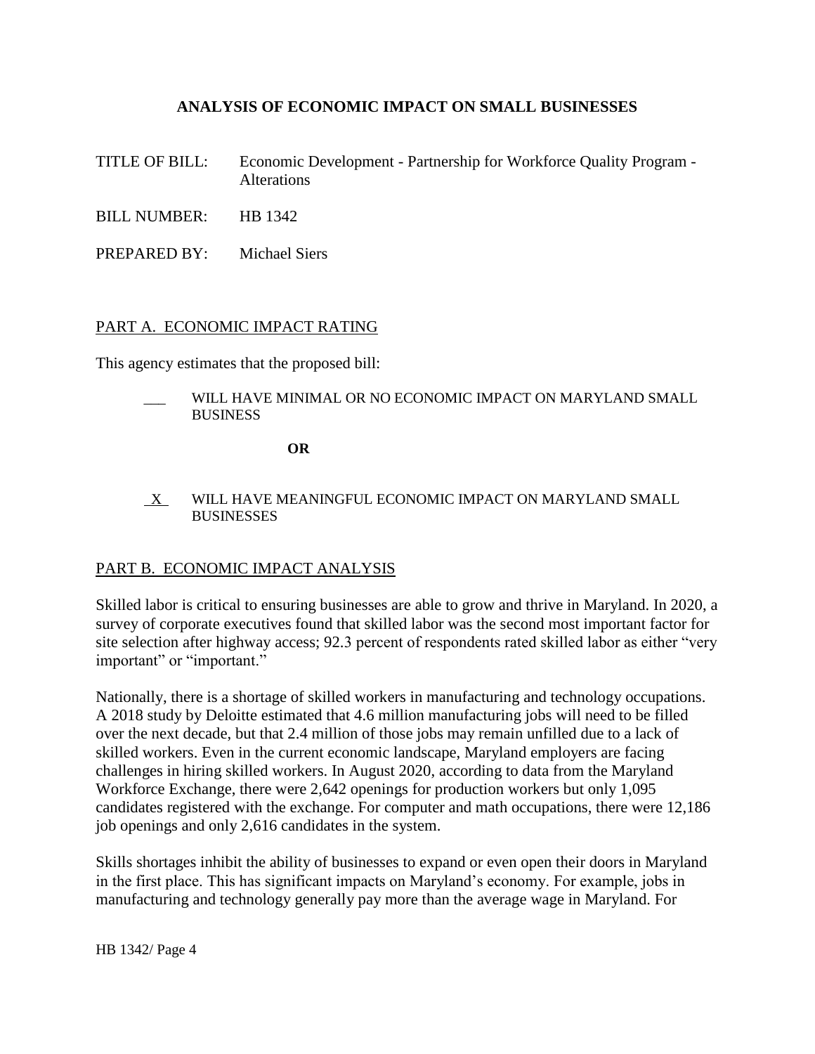# ANALYSIS OF ECONOMIC IMPACT ON SMALL BUSINESSES

TITLE OF BILL: Economic Development - Partnership for Workforce Quality Program - Alterations

BILL NUMBER: HB 1342

PREPARED BY: Michael Siers

## PART A. ECONOMIC IMPACT RATING

This agency estimates that the proposed bill:

\_\_\_ WILL HAVE MINIMAL OR NO ECONOMIC IMPACT ON MARYLAND SMALL BUSINESS

**OR**

X WILL HAVE MEANINGFUL ECONOMIC IMPACT ON MARYLAND SMALL BUSINESSES

## PART B. ECONOMIC IMPACT ANALYSIS

Skilled labor is critical to ensuring businesses are able to grow and thrive in Maryland. In 2020, a survey of corporate executives found that skilled labor was the second most important factor for site selection after highway access; 92.3 percent of respondents rated skilled labor as either "very important" or "important."

Nationally, there is a shortage of skilled workers in manufacturing and technology occupations. A 2018 study by Deloitte estimated that 4.6 million manufacturing jobs will need to be filled over the next decade, but that 2.4 million of those jobs may remain unfilled due to a lack of skilled workers. Even in the current economic landscape, Maryland employers are facing challenges in hiring skilled workers. In August 2020, according to data from the Maryland Workforce Exchange, there were 2,642 openings for production workers but only 1,095 candidates registered with the exchange. For computer and math occupations, there were 12,186 job openings and only 2,616 candidates in the system.

Skills shortages inhibit the ability of businesses to expand or even open their doors in Maryland in the first place. This has significant impacts on Maryland's economy. For example, jobs in manufacturing and technology generally pay more than the average wage in Maryland. For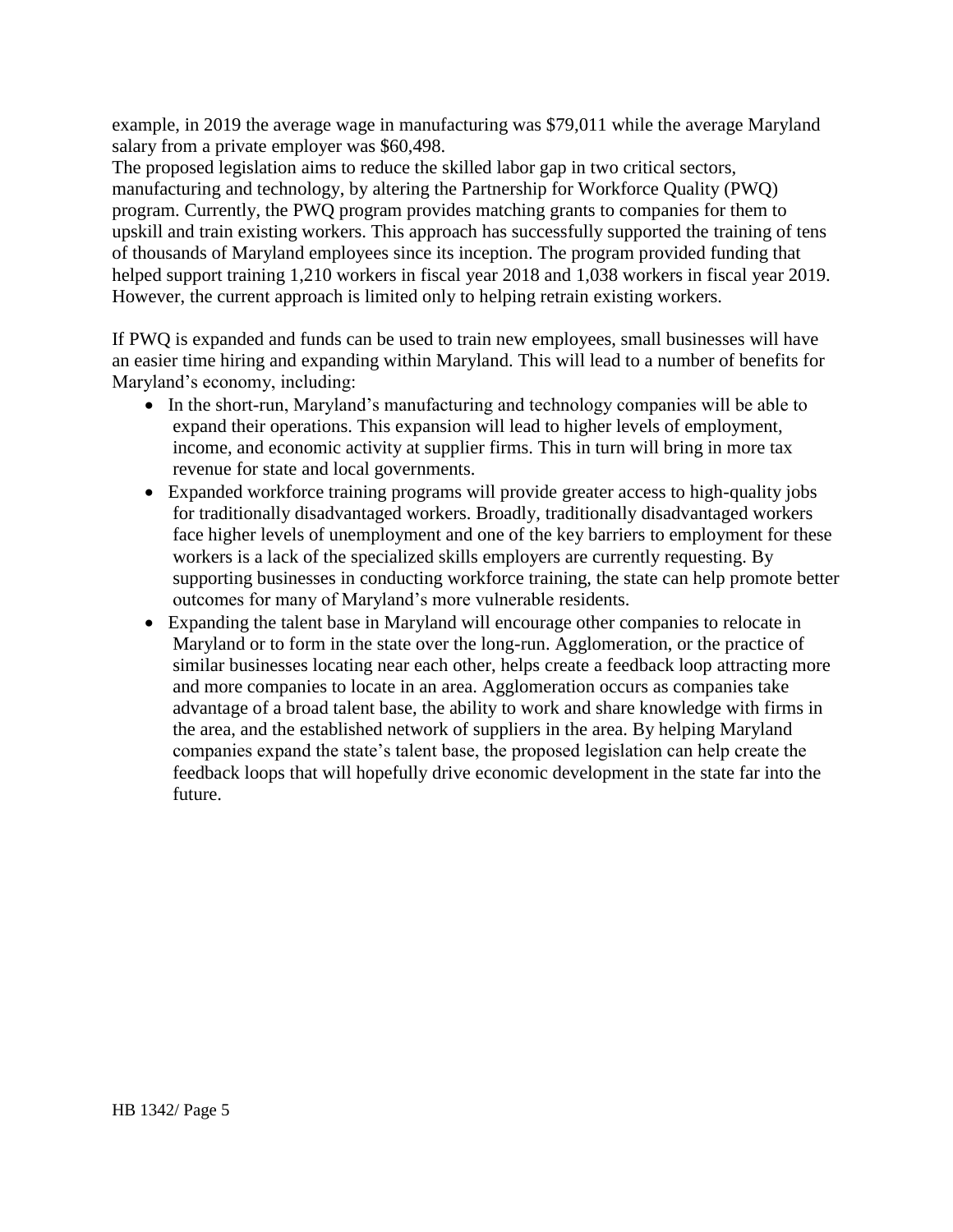example, in 2019 the average wage in manufacturing was $79,011 while the average Maryland salary from a private employer was $60,498.

The proposed legislation aims to reduce the skilled labor gap in two critical sectors, manufacturing and technology, by altering the Partnership for Workforce Quality (PWQ) program. Currently, the PWQ program provides matching grants to companies for them to upskill and train existing workers. This approach has successfully supported the training of tens of thousands of Maryland employees since its inception. The program provided funding that helped support training 1,210 workers in fiscal year 2018 and 1,038 workers in fiscal year 2019. However, the current approach is limited only to helping retrain existing workers.

If PWQ is expanded and funds can be used to train new employees, small businesses will have an easier time hiring and expanding within Maryland. This will lead to a number of benefits for Maryland's economy, including:

- In the short-run, Maryland's manufacturing and technology companies will be able to expand their operations. This expansion will lead to higher levels of employment, income, and economic activity at supplier firms. This in turn will bring in more tax revenue for state and local governments.
- Expanded workforce training programs will provide greater access to high-quality jobs for traditionally disadvantaged workers. Broadly, traditionally disadvantaged workers face higher levels of unemployment and one of the key barriers to employment for these workers is a lack of the specialized skills employers are currently requesting. By supporting businesses in conducting workforce training, the state can help promote better outcomes for many of Maryland's more vulnerable residents.
- Expanding the talent base in Maryland will encourage other companies to relocate in Maryland or to form in the state over the long-run. Agglomeration, or the practice of similar businesses locating near each other, helps create a feedback loop attracting more and more companies to locate in an area. Agglomeration occurs as companies take advantage of a broad talent base, the ability to work and share knowledge with firms in the area, and the established network of suppliers in the area. By helping Maryland companies expand the state's talent base, the proposed legislation can help create the feedback loops that will hopefully drive economic development in the state far into the future.